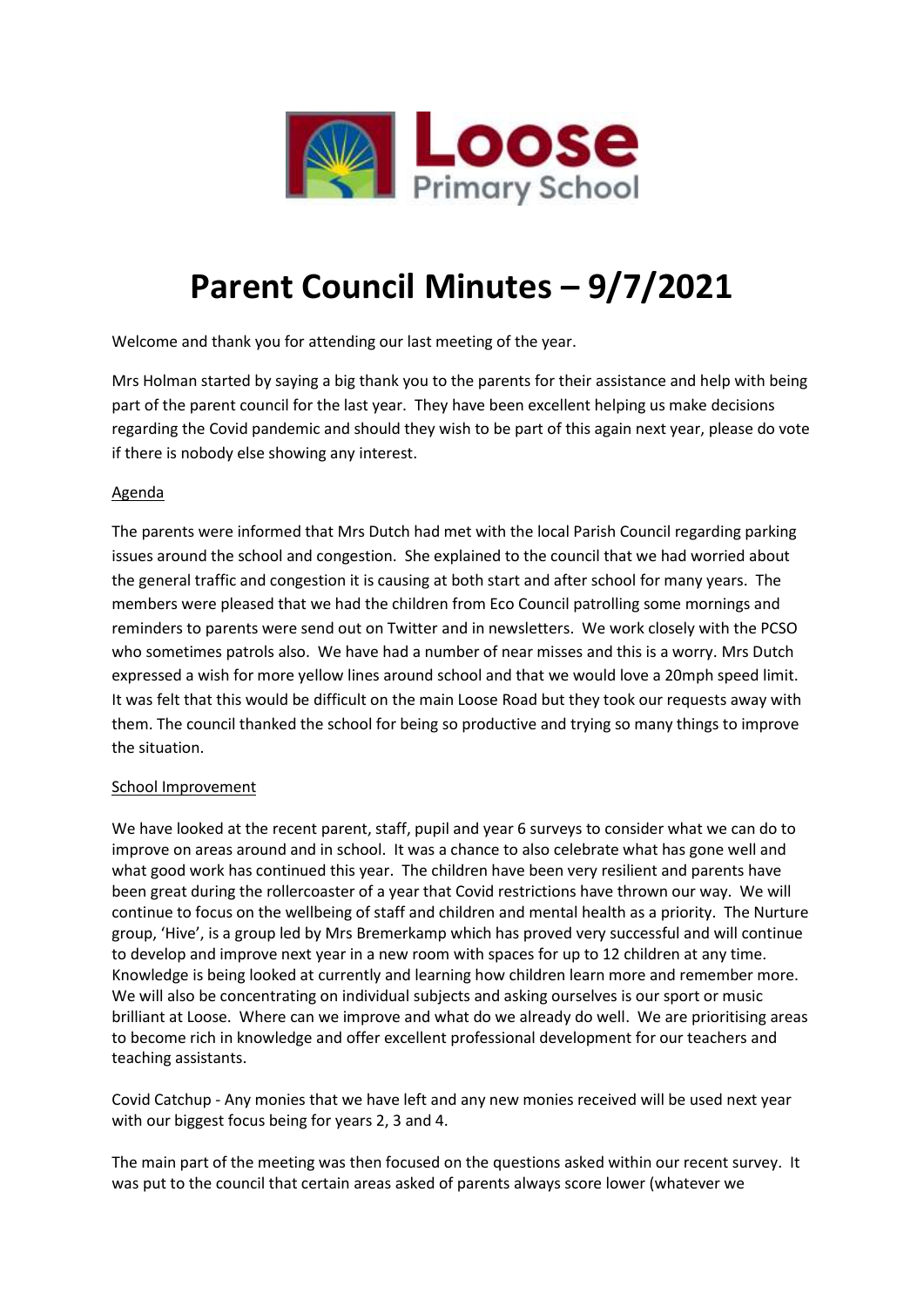# Parent Council Minutes – 9/7/2021

Welcome and thank you for attending our last meeting of the year.

Mrs Holman started by saying a big thank you to the parents for their assistance and help with being part of the parent council for the last year. They have been excellent helping us make decisions regarding the Covid pandemic and should they wish to be part of this again next year, please do vote if there is nobody else showing any interest.

## Agenda

The parents were informed that Mrs Dutch had met with the local Parish Council regarding parking issues around the school and congestion. She explained to the council that we had worried about the general traffic and congestion it is causing at both start and after school for many years. The members were pleased that we had the children from Eco Council patrolling some mornings and reminders to parents were send out on Twitter and in newsletters. We work closely with the PCSO who sometimes patrols also. We have had a number of near misses and this is a worry. Mrs Dutch expressed a wish for more yellow lines around school and that we would love a 20mph speed limit. It was felt that this would be difficult on the main Loose Road but they took our requests away with them. The council thanked the school for being so productive and trying so many things to improve the situation.

## School Improvement

We have looked at the recent parent, staff, pupil and year 6 surveys to consider what we can do to improve on areas around and in school. It was a chance to also celebrate what has gone well and what good work has continued this year. The children have been very resilient and parents have been great during the rollercoaster of a year that Covid restrictions have thrown our way. We will continue to focus on the wellbeing of staff and children and mental health as a priority. The Nurture group, 'Hive', is a group led by Mrs Bremerkamp which has proved very successful and will continue to develop and improve next year in a new room with spaces for up to 12 children at any time. Knowledge is being looked at currently and learning how children learn more and remember more. We will also be concentrating on individual subjects and asking ourselves is our sport or music brilliant at Loose. Where can we improve and what do we already do well. We are prioritising areas to become rich in knowledge and offer excellent professional development for our teachers and teaching assistants.

Covid Catchup - Any monies that we have left and any new monies received will be used next year with our biggest focus being for years 2, 3 and 4.

The main part of the meeting was then focused on the questions asked within our recent survey. It was put to the council that certain areas asked of parents always score lower (whatever we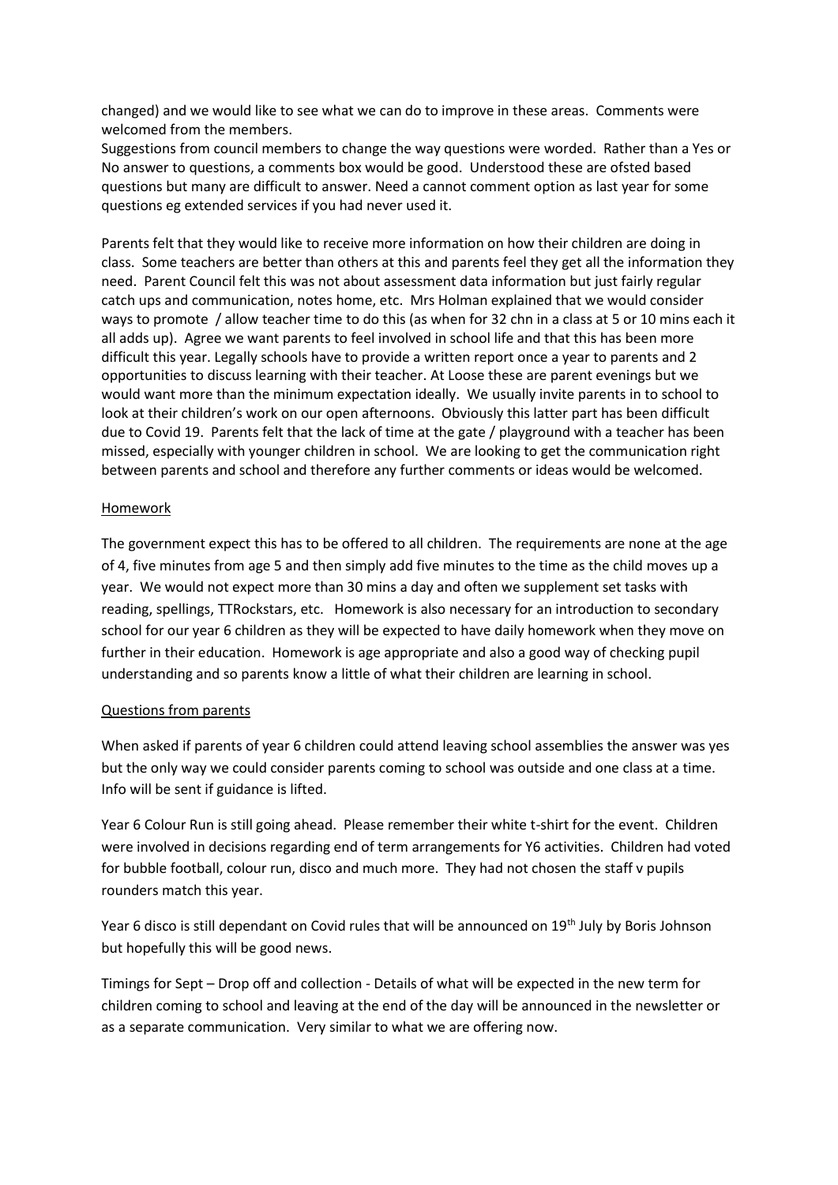changed) and we would like to see what we can do to improve in these areas. Comments were welcomed from the members.
Suggestions from council members to change the way questions were worded. Rather than a Yes or No answer to questions, a comments box would be good. Understood these are ofsted based questions but many are difficult to answer. Need a cannot comment option as last year for some questions eg extended services if you had never used it.

Parents felt that they would like to receive more information on how their children are doing in class. Some teachers are better than others at this and parents feel they get all the information they need. Parent Council felt this was not about assessment data information but just fairly regular catch ups and communication, notes home, etc. Mrs Holman explained that we would consider ways to promote / allow teacher time to do this (as when for 32 chn in a class at 5 or 10 mins each it all adds up). Agree we want parents to feel involved in school life and that this has been more difficult this year. Legally schools have to provide a written report once a year to parents and 2 opportunities to discuss learning with their teacher. At Loose these are parent evenings but we would want more than the minimum expectation ideally. We usually invite parents in to school to look at their children's work on our open afternoons. Obviously this latter part has been difficult due to Covid 19. Parents felt that the lack of time at the gate / playground with a teacher has been missed, especially with younger children in school. We are looking to get the communication right between parents and school and therefore any further comments or ideas would be welcomed.

<u>Homework</u>

The government expect this has to be offered to all children. The requirements are none at the age of 4, five minutes from age 5 and then simply add five minutes to the time as the child moves up a year. We would not expect more than 30 mins a day and often we supplement set tasks with reading, spellings, TTRockstars, etc. Homework is also necessary for an introduction to secondary school for our year 6 children as they will be expected to have daily homework when they move on further in their education. Homework is age appropriate and also a good way of checking pupil understanding and so parents know a little of what their children are learning in school.

<u>Questions from parents</u>

When asked if parents of year 6 children could attend leaving school assemblies the answer was yes but the only way we could consider parents coming to school was outside and one class at a time. Info will be sent if guidance is lifted.

Year 6 Colour Run is still going ahead. Please remember their white t-shirt for the event. Children were involved in decisions regarding end of term arrangements for Y6 activities. Children had voted for bubble football, colour run, disco and much more. They had not chosen the staff v pupils rounders match this year.

Year 6 disco is still dependant on Covid rules that will be announced on 19th July by Boris Johnson but hopefully this will be good news.

Timings for Sept – Drop off and collection - Details of what will be expected in the new term for children coming to school and leaving at the end of the day will be announced in the newsletter or as a separate communication. Very similar to what we are offering now.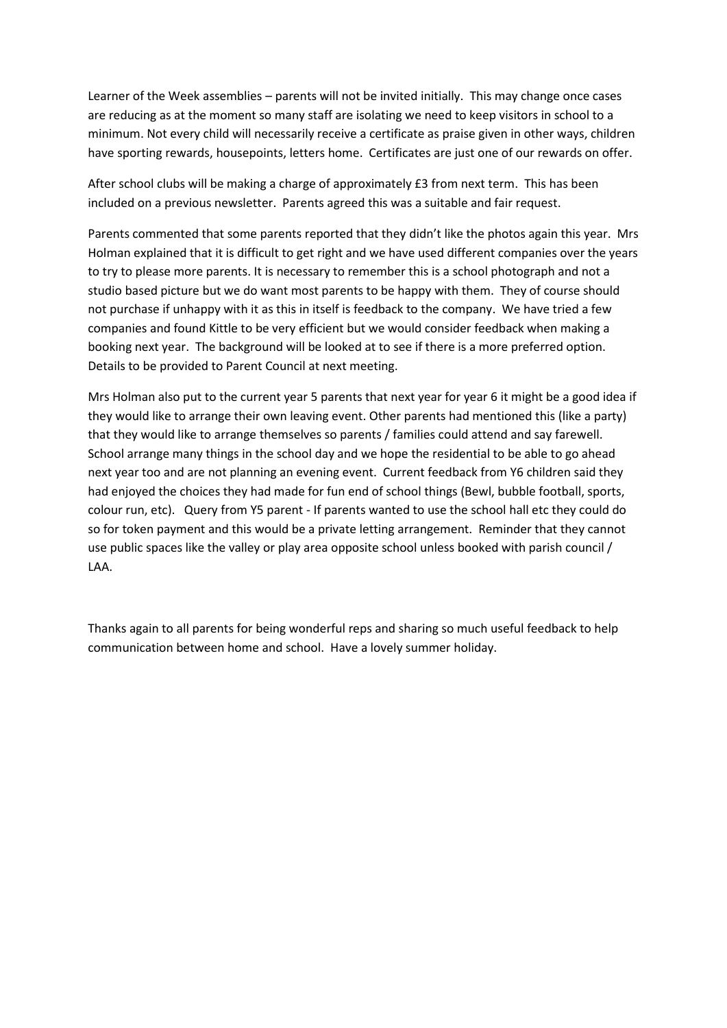Learner of the Week assemblies – parents will not be invited initially. This may change once cases are reducing as at the moment so many staff are isolating we need to keep visitors in school to a minimum. Not every child will necessarily receive a certificate as praise given in other ways, children have sporting rewards, housepoints, letters home. Certificates are just one of our rewards on offer.

After school clubs will be making a charge of approximately £3 from next term. This has been included on a previous newsletter. Parents agreed this was a suitable and fair request.

Parents commented that some parents reported that they didn't like the photos again this year. Mrs Holman explained that it is difficult to get right and we have used different companies over the years to try to please more parents. It is necessary to remember this is a school photograph and not a studio based picture but we do want most parents to be happy with them. They of course should not purchase if unhappy with it as this in itself is feedback to the company. We have tried a few companies and found Kittle to be very efficient but we would consider feedback when making a booking next year. The background will be looked at to see if there is a more preferred option. Details to be provided to Parent Council at next meeting.

Mrs Holman also put to the current year 5 parents that next year for year 6 it might be a good idea if they would like to arrange their own leaving event. Other parents had mentioned this (like a party) that they would like to arrange themselves so parents / families could attend and say farewell. School arrange many things in the school day and we hope the residential to be able to go ahead next year too and are not planning an evening event. Current feedback from Y6 children said they had enjoyed the choices they had made for fun end of school things (Bewl, bubble football, sports, colour run, etc). Query from Y5 parent - If parents wanted to use the school hall etc they could do so for token payment and this would be a private letting arrangement. Reminder that they cannot use public spaces like the valley or play area opposite school unless booked with parish council / LAA.

Thanks again to all parents for being wonderful reps and sharing so much useful feedback to help communication between home and school. Have a lovely summer holiday.